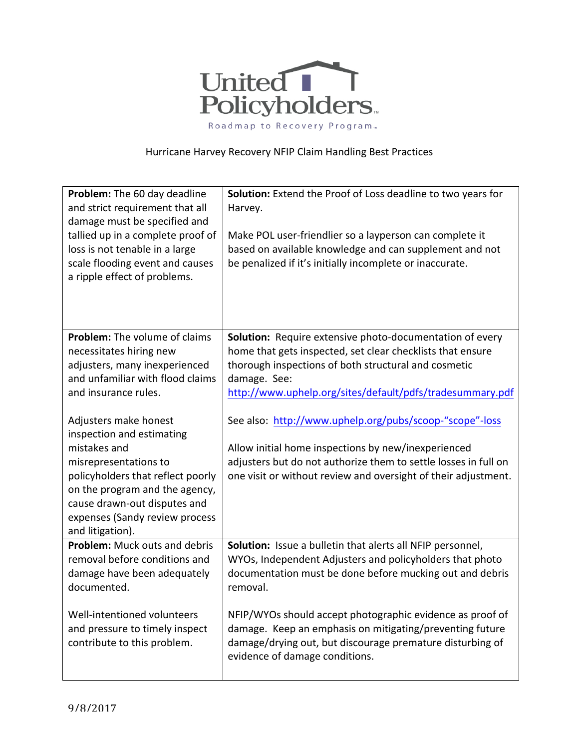United Policyholders

Roadmap to Recovery Program™

Hurricane Harvey Recovery NFIP Claim Handling Best Practices

| | |
|---|---|
| **Problem:** The 60 day deadline and strict requirement that all damage must be specified and tallied up in a complete proof of loss is not tenable in a large scale flooding event and causes a ripple effect of problems. | **Solution:** Extend the Proof of Loss deadline to two years for Harvey.<br><br>Make POL user-friendlier so a layperson can complete it based on available knowledge and can supplement and not be penalized if it's initially incomplete or inaccurate. |
| **Problem:** The volume of claims necessitates hiring new adjusters, many inexperienced and unfamiliar with flood claims and insurance rules.<br><br>Adjusters make honest inspection and estimating mistakes and misrepresentations to policyholders that reflect poorly on the program and the agency, cause drawn-out disputes and expenses (Sandy review process and litigation). | **Solution:** Require extensive photo-documentation of every home that gets inspected, set clear checklists that ensure thorough inspections of both structural and cosmetic damage. See: http://www.uphelp.org/sites/default/pdfs/tradesummary.pdf<br><br>See also: http://www.uphelp.org/pubs/scoop-"scope"-loss<br><br>Allow initial home inspections by new/inexperienced adjusters but do not authorize them to settle losses in full on one visit or without review and oversight of their adjustment. |
| **Problem:** Muck outs and debris removal before conditions and damage have been adequately documented.<br><br>Well-intentioned volunteers and pressure to timely inspect contribute to this problem. | **Solution:** Issue a bulletin that alerts all NFIP personnel, WYOs, Independent Adjusters and policyholders that photo documentation must be done before mucking out and debris removal.<br><br>NFIP/WYOs should accept photographic evidence as proof of damage. Keep an emphasis on mitigating/preventing future damage/drying out, but discourage premature disturbing of evidence of damage conditions. |

9/8/2017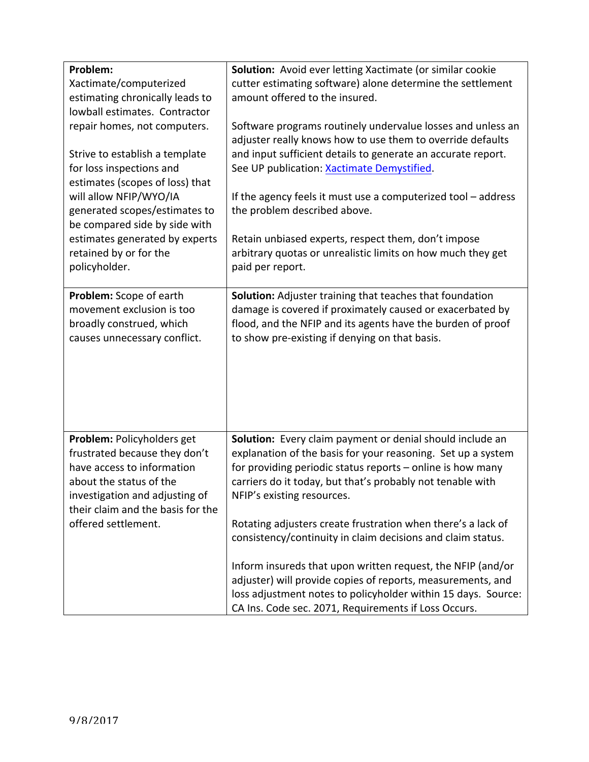| Problem | Solution |
|---|---|
| **Problem:** Xactimate/computerized estimating chronically leads to lowball estimates. Contractor repair homes, not computers. <br><br> Strive to establish a template for loss inspections and estimates (scopes of loss) that will allow NFIP/WYO/IA generated scopes/estimates to be compared side by side with estimates generated by experts retained by or for the policyholder. | **Solution:** Avoid ever letting Xactimate (or similar cookie cutter estimating software) alone determine the settlement amount offered to the insured. <br><br> Software programs routinely undervalue losses and unless an adjuster really knows how to use them to override defaults and input sufficient details to generate an accurate report. See UP publication: [Xactimate Demystified](). <br><br> If the agency feels it must use a computerized tool – address the problem described above. <br><br> Retain unbiased experts, respect them, don't impose arbitrary quotas or unrealistic limits on how much they get paid per report. |
| **Problem:** Scope of earth movement exclusion is too broadly construed, which causes unnecessary conflict. | **Solution:** Adjuster training that teaches that foundation damage is covered if proximately caused or exacerbated by flood, and the NFIP and its agents have the burden of proof to show pre-existing if denying on that basis. |
| **Problem:** Policyholders get frustrated because they don't have access to information about the status of the investigation and adjusting of their claim and the basis for the offered settlement. | **Solution:** Every claim payment or denial should include an explanation of the basis for your reasoning. Set up a system for providing periodic status reports – online is how many carriers do it today, but that's probably not tenable with NFIP's existing resources. <br><br> Rotating adjusters create frustration when there's a lack of consistency/continuity in claim decisions and claim status. <br><br> Inform insureds that upon written request, the NFIP (and/or adjuster) will provide copies of reports, measurements, and loss adjustment notes to policyholder within 15 days. Source: CA Ins. Code sec. 2071, Requirements if Loss Occurs. |

9/8/2017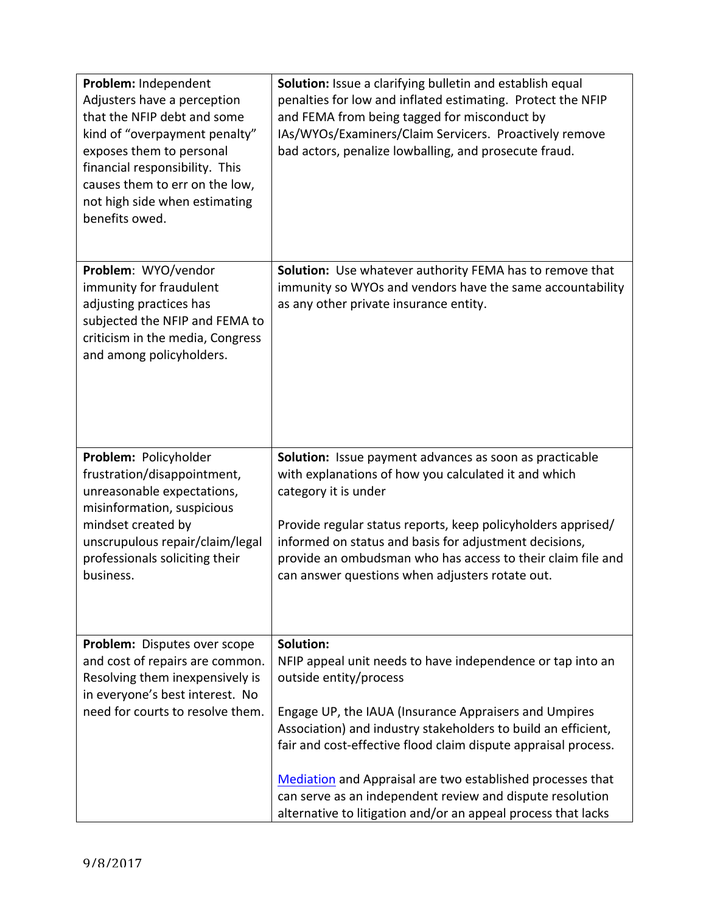| | |
|---|---|
| **Problem:** Independent Adjusters have a perception that the NFIP debt and some kind of "overpayment penalty" exposes them to personal financial responsibility. This causes them to err on the low, not high side when estimating benefits owed. | **Solution:** Issue a clarifying bulletin and establish equal penalties for low and inflated estimating. Protect the NFIP and FEMA from being tagged for misconduct by IAs/WYOs/Examiners/Claim Servicers. Proactively remove bad actors, penalize lowballing, and prosecute fraud. |
| **Problem**: WYO/vendor immunity for fraudulent adjusting practices has subjected the NFIP and FEMA to criticism in the media, Congress and among policyholders. | **Solution:** Use whatever authority FEMA has to remove that immunity so WYOs and vendors have the same accountability as any other private insurance entity. |
| **Problem:** Policyholder frustration/disappointment, unreasonable expectations, misinformation, suspicious mindset created by unscrupulous repair/claim/legal professionals soliciting their business. | **Solution:** Issue payment advances as soon as practicable with explanations of how you calculated it and which category it is under<br><br>Provide regular status reports, keep policyholders apprised/ informed on status and basis for adjustment decisions, provide an ombudsman who has access to their claim file and can answer questions when adjusters rotate out. |
| **Problem:** Disputes over scope and cost of repairs are common. Resolving them inexpensively is in everyone's best interest. No need for courts to resolve them. | **Solution:**<br>NFIP appeal unit needs to have independence or tap into an outside entity/process<br><br>Engage UP, the IAUA (Insurance Appraisers and Umpires Association) and industry stakeholders to build an efficient, fair and cost-effective flood claim dispute appraisal process.<br><br>Mediation and Appraisal are two established processes that can serve as an independent review and dispute resolution alternative to litigation and/or an appeal process that lacks |

9/8/2017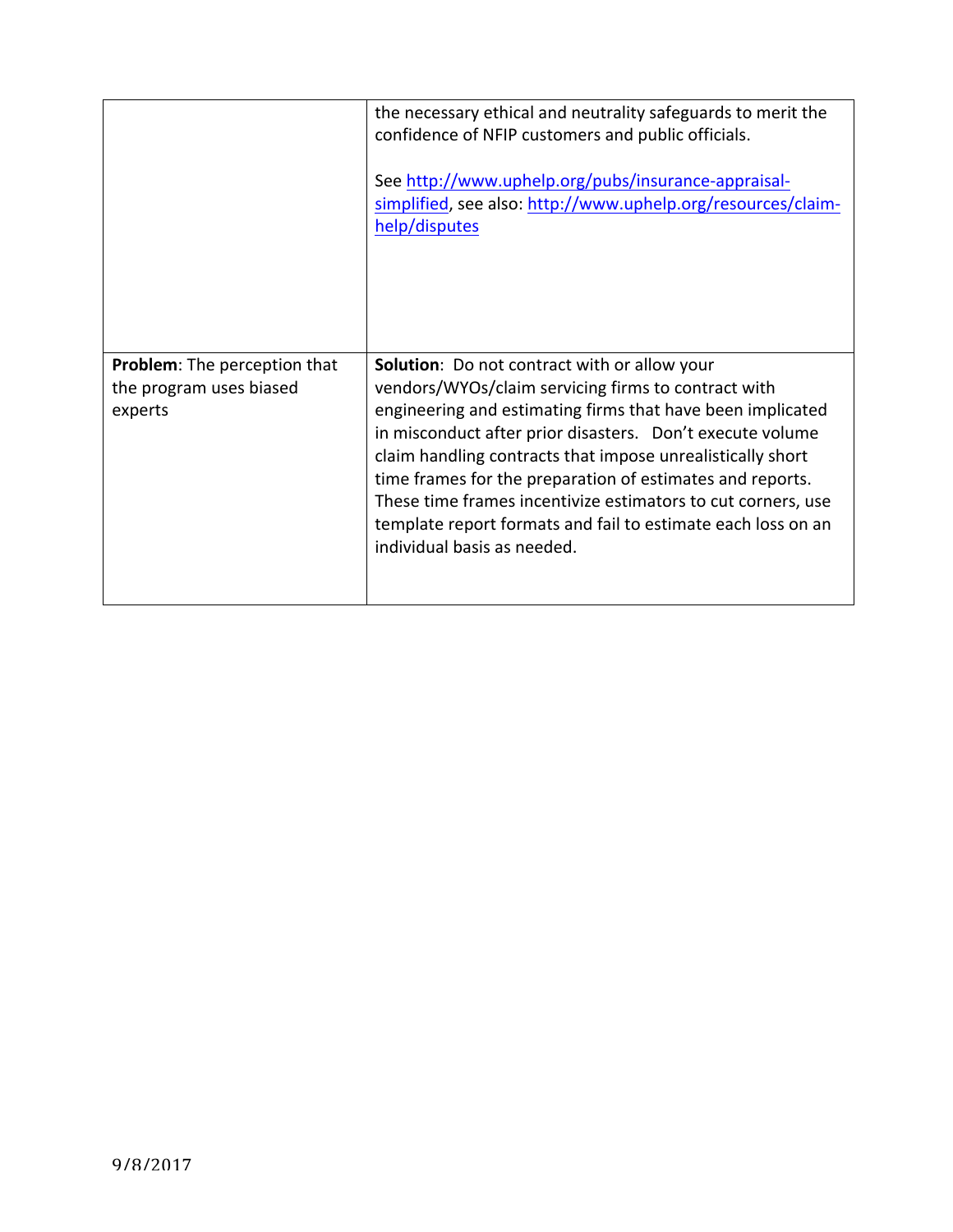| | |
|---|---|
| | the necessary ethical and neutrality safeguards to merit the confidence of NFIP customers and public officials.<br><br>See http://www.uphelp.org/pubs/insurance-appraisal-simplified, see also: http://www.uphelp.org/resources/claim-help/disputes |
| **Problem**: The perception that the program uses biased experts | **Solution**: Do not contract with or allow your vendors/WYOs/claim servicing firms to contract with engineering and estimating firms that have been implicated in misconduct after prior disasters. Don't execute volume claim handling contracts that impose unrealistically short time frames for the preparation of estimates and reports. These time frames incentivize estimators to cut corners, use template report formats and fail to estimate each loss on an individual basis as needed. |

9/8/2017